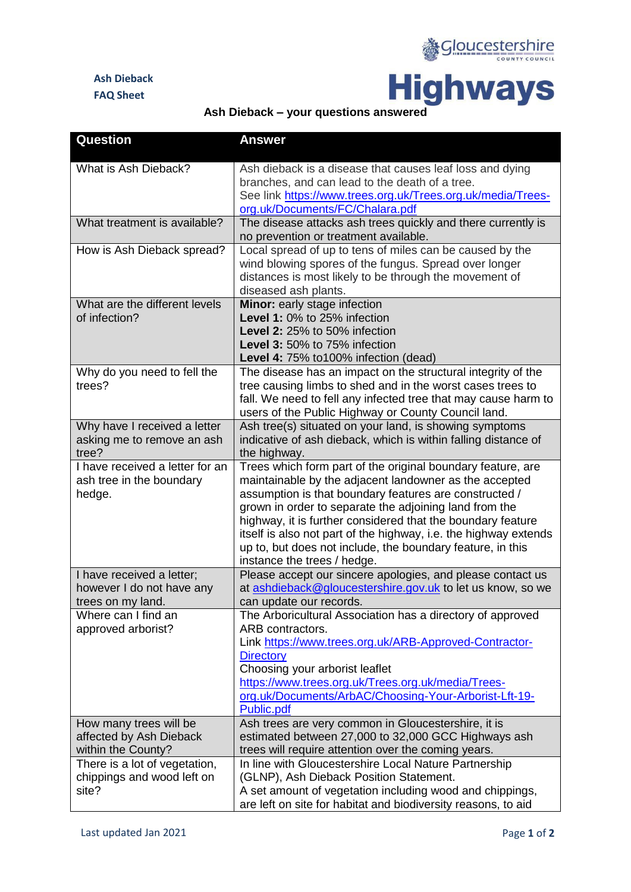Ash Dieback
FAQ Sheet

Gloucestershire County Council
**Highways**

## Ash Dieback – your questions answered

| Question | Answer |
|---|---|
| What is Ash Dieback? | Ash dieback is a disease that causes leaf loss and dying branches, and can lead to the death of a tree. See link https://www.trees.org.uk/Trees.org.uk/media/Trees-org.uk/Documents/FC/Chalara.pdf |
| What treatment is available? | The disease attacks ash trees quickly and there currently is no prevention or treatment available. |
| How is Ash Dieback spread? | Local spread of up to tens of miles can be caused by the wind blowing spores of the fungus. Spread over longer distances is most likely to be through the movement of diseased ash plants. |
| What are the different levels of infection? | **Minor:** early stage infection<br>**Level 1:** 0% to 25% infection<br>**Level 2:** 25% to 50% infection<br>**Level 3:** 50% to 75% infection<br>**Level 4:** 75% to100% infection (dead) |
| Why do you need to fell the trees? | The disease has an impact on the structural integrity of the tree causing limbs to shed and in the worst cases trees to fall. We need to fell any infected tree that may cause harm to users of the Public Highway or County Council land. |
| Why have I received a letter asking me to remove an ash tree? | Ash tree(s) situated on your land, is showing symptoms indicative of ash dieback, which is within falling distance of the highway. |
| I have received a letter for an ash tree in the boundary hedge. | Trees which form part of the original boundary feature, are maintainable by the adjacent landowner as the accepted assumption is that boundary features are constructed / grown in order to separate the adjoining land from the highway, it is further considered that the boundary feature itself is also not part of the highway, i.e. the highway extends up to, but does not include, the boundary feature, in this instance the trees / hedge. |
| I have received a letter; however I do not have any trees on my land. | Please accept our sincere apologies, and please contact us at ashdieback@gloucestershire.gov.uk to let us know, so we can update our records. |
| Where can I find an approved arborist? | The Arboricultural Association has a directory of approved ARB contractors.<br>Link https://www.trees.org.uk/ARB-Approved-Contractor-Directory<br>Choosing your arborist leaflet<br>https://www.trees.org.uk/Trees.org.uk/media/Trees-org.uk/Documents/ArbAC/Choosing-Your-Arborist-Lft-19-Public.pdf |
| How many trees will be affected by Ash Dieback within the County? | Ash trees are very common in Gloucestershire, it is estimated between 27,000 to 32,000 GCC Highways ash trees will require attention over the coming years. |
| There is a lot of vegetation, chippings and wood left on site? | In line with Gloucestershire Local Nature Partnership (GLNP), Ash Dieback Position Statement.<br>A set amount of vegetation including wood and chippings, are left on site for habitat and biodiversity reasons, to aid |

Last updated Jan 2021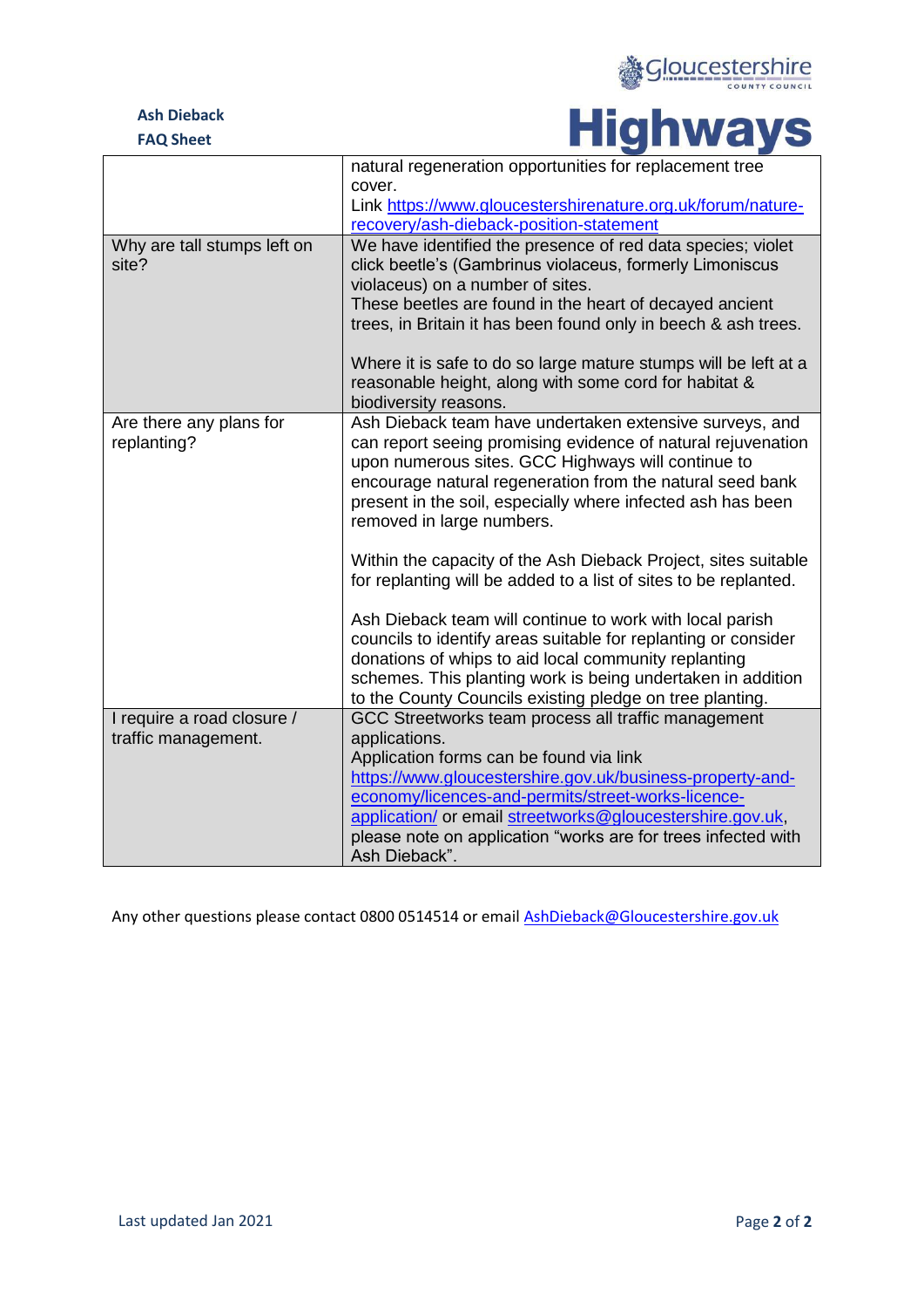**Ash Dieback**
**FAQ Sheet**

| | |
|---|---|
| | natural regeneration opportunities for replacement tree cover. Link [https://www.gloucestershirenature.org.uk/forum/nature-recovery/ash-dieback-position-statement](https://www.gloucestershirenature.org.uk/forum/nature-recovery/ash-dieback-position-statement) |
| Why are tall stumps left on site? | We have identified the presence of red data species; violet click beetle's (Gambrinus violaceus, formerly Limoniscus violaceus) on a number of sites. These beetles are found in the heart of decayed ancient trees, in Britain it has been found only in beech & ash trees.<br><br>Where it is safe to do so large mature stumps will be left at a reasonable height, along with some cord for habitat & biodiversity reasons. |
| Are there any plans for replanting? | Ash Dieback team have undertaken extensive surveys, and can report seeing promising evidence of natural rejuvenation upon numerous sites. GCC Highways will continue to encourage natural regeneration from the natural seed bank present in the soil, especially where infected ash has been removed in large numbers.<br><br>Within the capacity of the Ash Dieback Project, sites suitable for replanting will be added to a list of sites to be replanted.<br><br>Ash Dieback team will continue to work with local parish councils to identify areas suitable for replanting or consider donations of whips to aid local community replanting schemes. This planting work is being undertaken in addition to the County Councils existing pledge on tree planting. |
| I require a road closure / traffic management. | GCC Streetworks team process all traffic management applications. Application forms can be found via link [https://www.gloucestershire.gov.uk/business-property-and-economy/licences-and-permits/street-works-licence-application/](https://www.gloucestershire.gov.uk/business-property-and-economy/licences-and-permits/street-works-licence-application/) or email [streetworks@gloucestershire.gov.uk](mailto:streetworks@gloucestershire.gov.uk), please note on application "works are for trees infected with Ash Dieback". |

Any other questions please contact 0800 0514514 or email [AshDieback@Gloucestershire.gov.uk](mailto:AshDieback@Gloucestershire.gov.uk)

Last updated Jan 2021